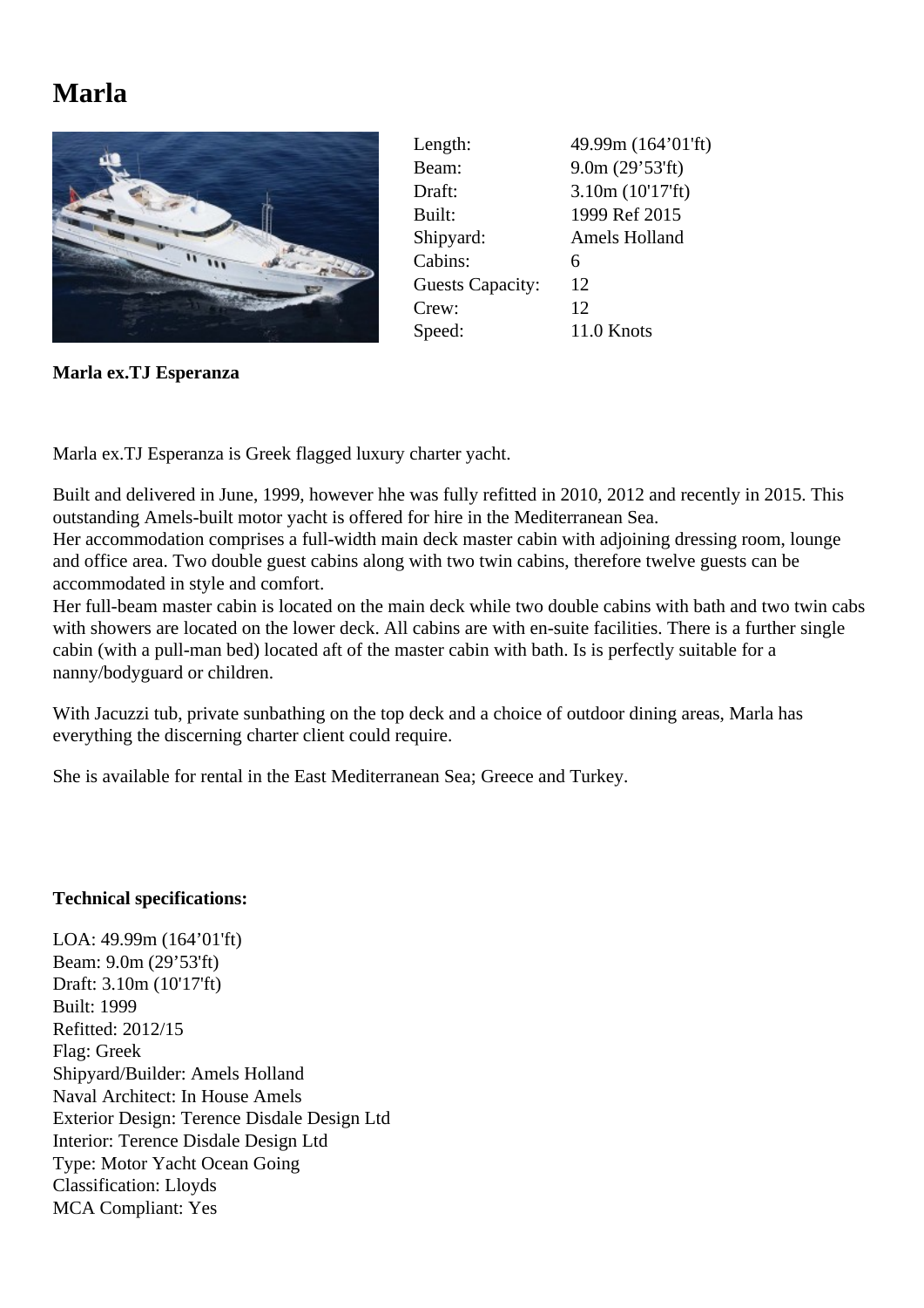# Marla

| | |
|---|---|
| Length: | 49.99m (164’01'ft) |
| Beam: | 9.0m (29’53'ft) |
| Draft: | 3.10m (10'17'ft) |
| Built: | 1999 Ref 2015 |
| Shipyard: | Amels Holland |
| Cabins: | 6 |
| Guests Capacity: | 12 |
| Crew: | 12 |
| Speed: | 11.0 Knots |

**Marla ex.TJ Esperanza**

Marla ex.TJ Esperanza is Greek flagged luxury charter yacht.

Built and delivered in June, 1999, however hhe was fully refitted in 2010, 2012 and recently in 2015. This outstanding Amels-built motor yacht is offered for hire in the Mediterranean Sea.
Her accommodation comprises a full-width main deck master cabin with adjoining dressing room, lounge and office area. Two double guest cabins along with two twin cabins, therefore twelve guests can be accommodated in style and comfort.
Her full-beam master cabin is located on the main deck while two double cabins with bath and two twin cabs with showers are located on the lower deck. All cabins are with en-suite facilities. There is a further single cabin (with a pull-man bed) located aft of the master cabin with bath. Is is perfectly suitable for a nanny/bodyguard or children.

With Jacuzzi tub, private sunbathing on the top deck and a choice of outdoor dining areas, Marla has everything the discerning charter client could require.

She is available for rental in the East Mediterranean Sea; Greece and Turkey.

**Technical specifications:**

LOA: 49.99m (164’01'ft)
Beam: 9.0m (29’53'ft)
Draft: 3.10m (10'17'ft)
Built: 1999
Refitted: 2012/15
Flag: Greek
Shipyard/Builder: Amels Holland
Naval Architect: In House Amels
Exterior Design: Terence Disdale Design Ltd
Interior: Terence Disdale Design Ltd
Type: Motor Yacht Ocean Going
Classification: Lloyds
MCA Compliant: Yes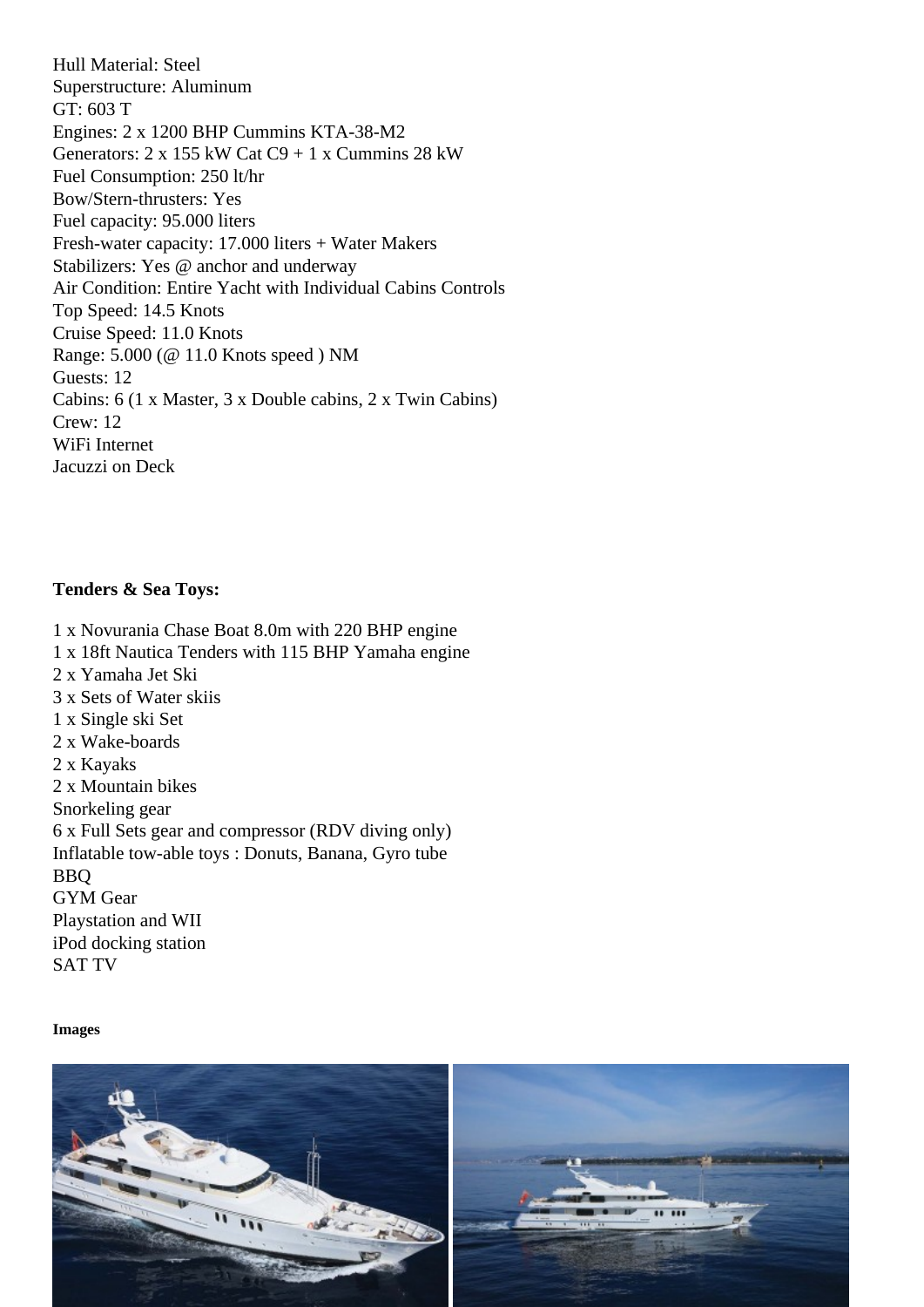Hull Material: Steel
Superstructure: Aluminum
GT: 603 T
Engines: 2 x 1200 BHP Cummins KTA-38-M2
Generators: 2 x 155 kW Cat C9 + 1 x Cummins 28 kW
Fuel Consumption: 250 lt/hr
Bow/Stern-thrusters: Yes
Fuel capacity: 95.000 liters
Fresh-water capacity: 17.000 liters + Water Makers
Stabilizers: Yes @ anchor and underway
Air Condition: Entire Yacht with Individual Cabins Controls
Top Speed: 14.5 Knots
Cruise Speed: 11.0 Knots
Range: 5.000 (@ 11.0 Knots speed ) NM
Guests: 12
Cabins: 6 (1 x Master, 3 x Double cabins, 2 x Twin Cabins)
Crew: 12
WiFi Internet
Jacuzzi on Deck

**Tenders & Sea Toys:**

1 x Novurania Chase Boat 8.0m with 220 BHP engine
1 x 18ft Nautica Tenders with 115 BHP Yamaha engine
2 x Yamaha Jet Ski
3 x Sets of Water skiis
1 x Single ski Set
2 x Wake-boards
2 x Kayaks
2 x Mountain bikes
Snorkeling gear
6 x Full Sets gear and compressor (RDV diving only)
Inflatable tow-able toys : Donuts, Banana, Gyro tube
BBQ
GYM Gear
Playstation and WII
iPod docking station
SAT TV

**Images**